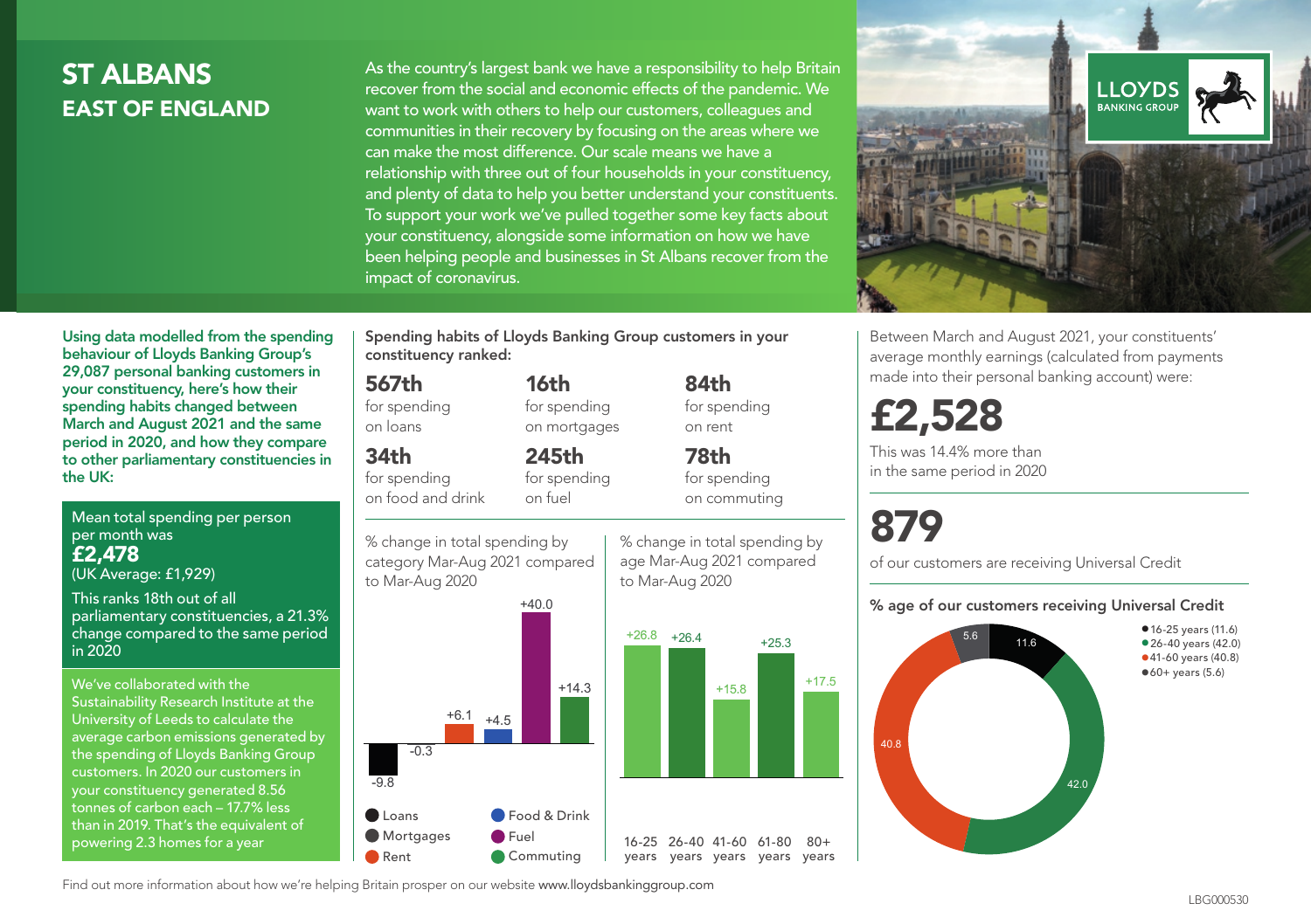# ST ALBANS
## EAST OF ENGLAND

As the country's largest bank we have a responsibility to help Britain recover from the social and economic effects of the pandemic. We want to work with others to help our customers, colleagues and communities in their recovery by focusing on the areas where we can make the most difference. Our scale means we have a relationship with three out of four households in your constituency, and plenty of data to help you better understand your constituents. To support your work we've pulled together some key facts about your constituency, alongside some information on how we have been helping people and businesses in St Albans recover from the impact of coronavirus.

LLOYDS BANKING GROUP

**Using data modelled from the spending behaviour of Lloyds Banking Group's 29,087 personal banking customers in your constituency, here's how their spending habits changed between March and August 2021 and the same period in 2020, and how they compare to other parliamentary constituencies in the UK:**

Mean total spending per person per month was
**£2,478**
(UK Average: £1,929)

This ranks 18th out of all parliamentary constituencies, a 21.3% change compared to the same period in 2020

We've collaborated with the Sustainability Research Institute at the University of Leeds to calculate the average carbon emissions generated by the spending of Lloyds Banking Group customers. In 2020 our customers in your constituency generated 8.56 tonnes of carbon each – 17.7% less than in 2019. That's the equivalent of powering 2.3 homes for a year

### Spending habits of Lloyds Banking Group customers in your constituency ranked:

| | | |
|---|---|---|
| **567th** for spending on loans | **16th** for spending on mortgages | **84th** for spending on rent |
| **34th** for spending on food and drink | **245th** for spending on fuel | **78th** for spending on commuting |

% change in total spending by category Mar-Aug 2021 compared to Mar-Aug 2020

| Category | % change |
|---|---|
| Loans | -9.8 |
| Mortgages | -0.3 |
| Rent | +6.1 |
| Food & Drink | +4.5 |
| Fuel | +40.0 |
| Commuting | +14.3 |

% change in total spending by age Mar-Aug 2021 compared to Mar-Aug 2020

| Age | % change |
|---|---|
| 16-25 years | +26.8 |
| 26-40 years | +26.4 |
| 41-60 years | +15.8 |
| 61-80 years | +25.3 |
| 80+ years | +17.5 |

Between March and August 2021, your constituents' average monthly earnings (calculated from payments made into their personal banking account) were:

**£2,528**

This was 14.4% more than in the same period in 2020

**879**

of our customers are receiving Universal Credit

### % age of our customers receiving Universal Credit

| Age | % |
|---|---|
| 16-25 years | 11.6 |
| 26-40 years | 42.0 |
| 41-60 years | 40.8 |
| 60+ years | 5.6 |

Find out more information about how we're helping Britain prosper on our website www.lloydsbankinggroup.com

LBG000530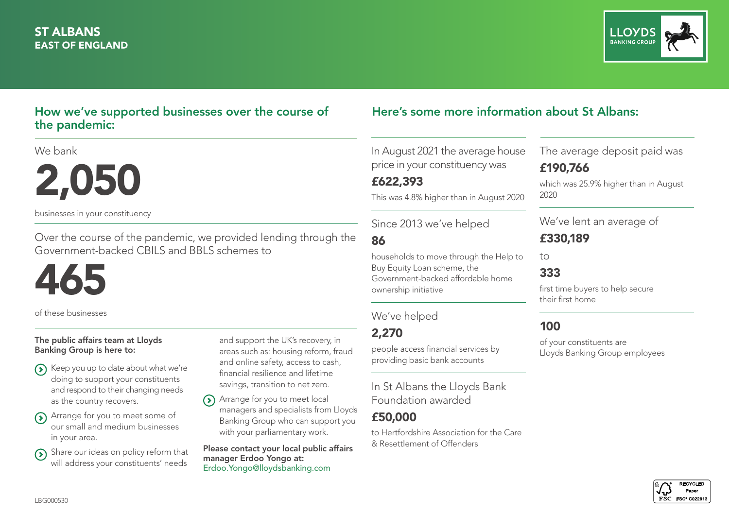**ST ALBANS**
**EAST OF ENGLAND**

## How we've supported businesses over the course of the pandemic:

We bank

# 2,050

businesses in your constituency

Over the course of the pandemic, we provided lending through the Government-backed CBILS and BBLS schemes to

# 465

of these businesses

**The public affairs team at Lloyds Banking Group is here to:**

- Keep you up to date about what we're doing to support your constituents and respond to their changing needs as the country recovers.
- Arrange for you to meet some of our small and medium businesses in your area.
- Share our ideas on policy reform that will address your constituents' needs and support the UK's recovery, in areas such as: housing reform, fraud and online safety, access to cash, financial resilience and lifetime savings, transition to net zero.
- Arrange for you to meet local managers and specialists from Lloyds Banking Group who can support you with your parliamentary work.

**Please contact your local public affairs manager Erdoo Yongo at:**
Erdoo.Yongo@lloydsbanking.com

## Here's some more information about St Albans:

In August 2021 the average house price in your constituency was

**£622,393**

This was 4.8% higher than in August 2020

Since 2013 we've helped

**86**

households to move through the Help to Buy Equity Loan scheme, the Government-backed affordable home ownership initiative

We've helped

**2,270**

people access financial services by providing basic bank accounts

In St Albans the Lloyds Bank Foundation awarded

**£50,000**

to Hertfordshire Association for the Care & Resettlement of Offenders

The average deposit paid was

**£190,766**

which was 25.9% higher than in August 2020

We've lent an average of

**£330,189**

to

**333**

first time buyers to help secure their first home

**100**

of your constituents are Lloyds Banking Group employees

LBG000530